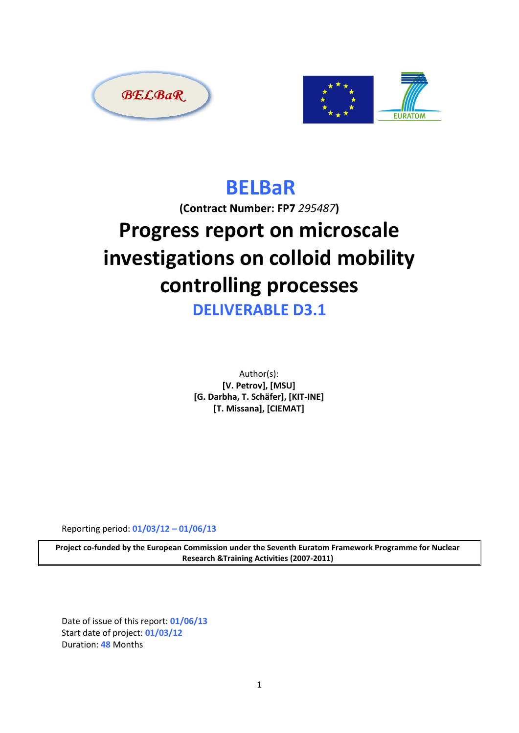# BELBaR

**(Contract Number: FP7** *295487***)**

# Progress report on microscale investigations on colloid mobility controlling processes

## DELIVERABLE D3.1

Author(s):
**[V. Petrov], [MSU]**
**[G. Darbha, T. Schäfer], [KIT-INE]**
**[T. Missana], [CIEMAT]**

Reporting period: **01/03/12 – 01/06/13**

| **Project co-funded by the European Commission under the Seventh Euratom Framework Programme for Nuclear Research &Training Activities (2007-2011)** |
|---|

Date of issue of this report: **01/06/13**
Start date of project: **01/03/12**
Duration: **48** Months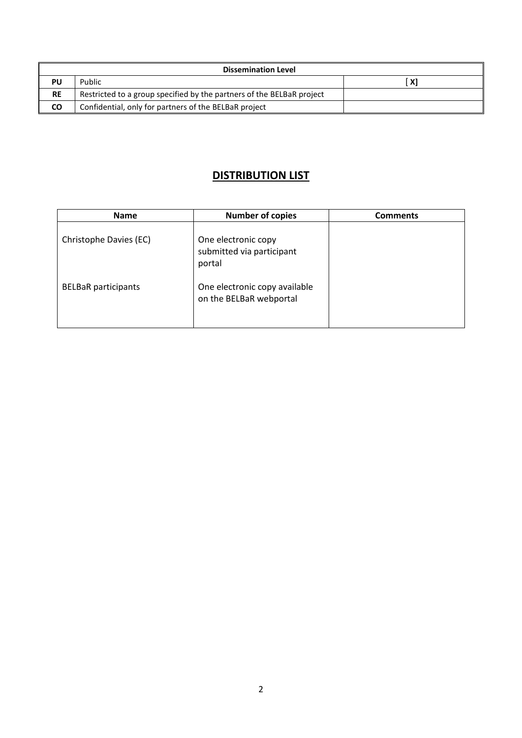| Dissemination Level | | |
|---|---|---|
| **PU** | Public | [ X] |
| **RE** | Restricted to a group specified by the partners of the BELBaR project | |
| **CO** | Confidential, only for partners of the BELBaR project | |

## DISTRIBUTION LIST

| Name | Number of copies | Comments |
|---|---|---|
| Christophe Davies (EC) | One electronic copy submitted via participant portal | |
| BELBaR participants | One electronic copy available on the BELBaR webportal | |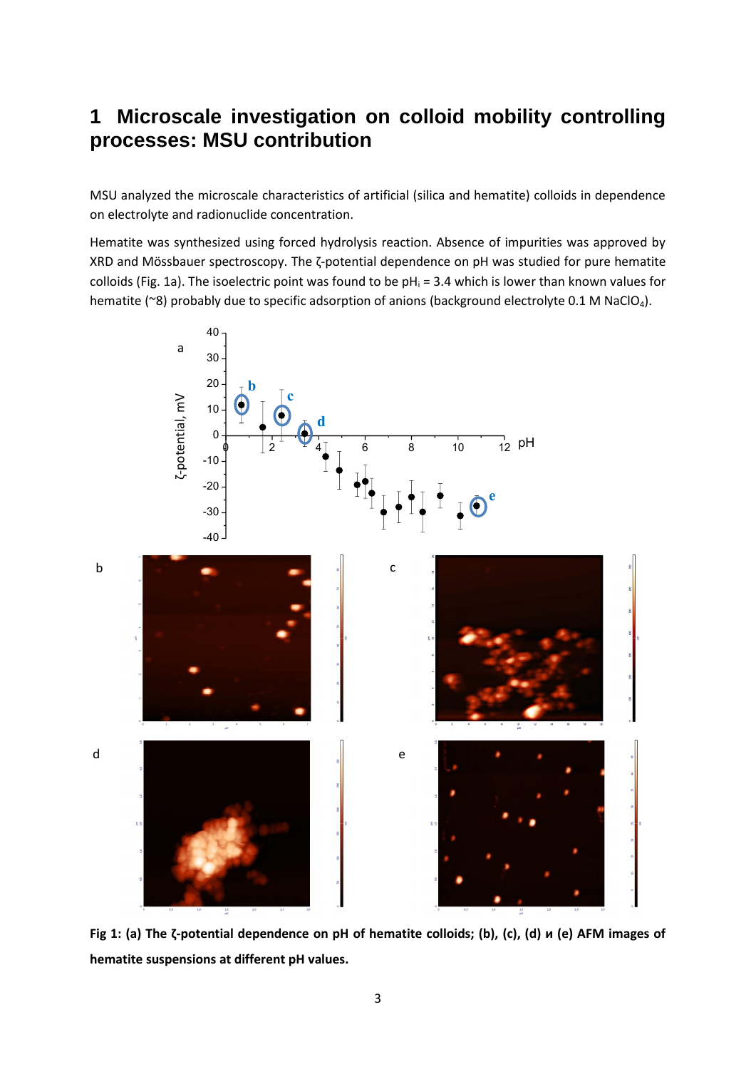# 1 Microscale investigation on colloid mobility controlling processes: MSU contribution

MSU analyzed the microscale characteristics of artificial (silica and hematite) colloids in dependence on electrolyte and radionuclide concentration.

Hematite was synthesized using forced hydrolysis reaction. Absence of impurities was approved by XRD and Mössbauer spectroscopy. The ζ-potential dependence on pH was studied for pure hematite colloids (Fig. 1a). The isoelectric point was found to be $pH_i = 3.4$ which is lower than known values for hematite (~8) probably due to specific adsorption of anions (background electrolyte 0.1 M $NaClO_4$).

**Fig 1: (a) The ζ-potential dependence on pH of hematite colloids; (b), (c), (d) и (e) AFM images of hematite suspensions at different pH values.**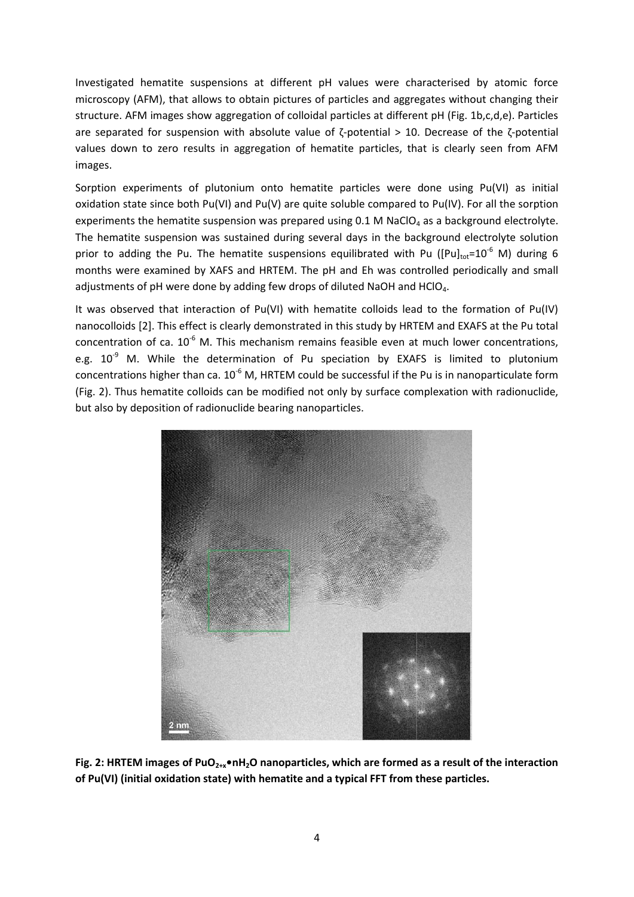Investigated hematite suspensions at different pH values were characterised by atomic force microscopy (AFM), that allows to obtain pictures of particles and aggregates without changing their structure. AFM images show aggregation of colloidal particles at different pH (Fig. 1b,c,d,e). Particles are separated for suspension with absolute value of ζ-potential > 10. Decrease of the ζ-potential values down to zero results in aggregation of hematite particles, that is clearly seen from AFM images.

Sorption experiments of plutonium onto hematite particles were done using Pu(VI) as initial oxidation state since both Pu(VI) and Pu(V) are quite soluble compared to Pu(IV). For all the sorption experiments the hematite suspension was prepared using 0.1 M $NaClO_4$ as a background electrolyte. The hematite suspension was sustained during several days in the background electrolyte solution prior to adding the Pu. The hematite suspensions equilibrated with Pu ($[Pu]_{tot}=10^{-6}$ M) during 6 months were examined by XAFS and HRTEM. The pH and Eh was controlled periodically and small adjustments of pH were done by adding few drops of diluted NaOH and $HClO_4$.

It was observed that interaction of Pu(VI) with hematite colloids lead to the formation of Pu(IV) nanocolloids [2]. This effect is clearly demonstrated in this study by HRTEM and EXAFS at the Pu total concentration of ca. $10^{-6}$ M. This mechanism remains feasible even at much lower concentrations, e.g. $10^{-9}$ M. While the determination of Pu speciation by EXAFS is limited to plutonium concentrations higher than ca. $10^{-6}$ M, HRTEM could be successful if the Pu is in nanoparticulate form (Fig. 2). Thus hematite colloids can be modified not only by surface complexation with radionuclide, but also by deposition of radionuclide bearing nanoparticles.

**Fig. 2: HRTEM images of $PuO_{2+x}$•$nH_2O$ nanoparticles, which are formed as a result of the interaction of Pu(VI) (initial oxidation state) with hematite and a typical FFT from these particles.**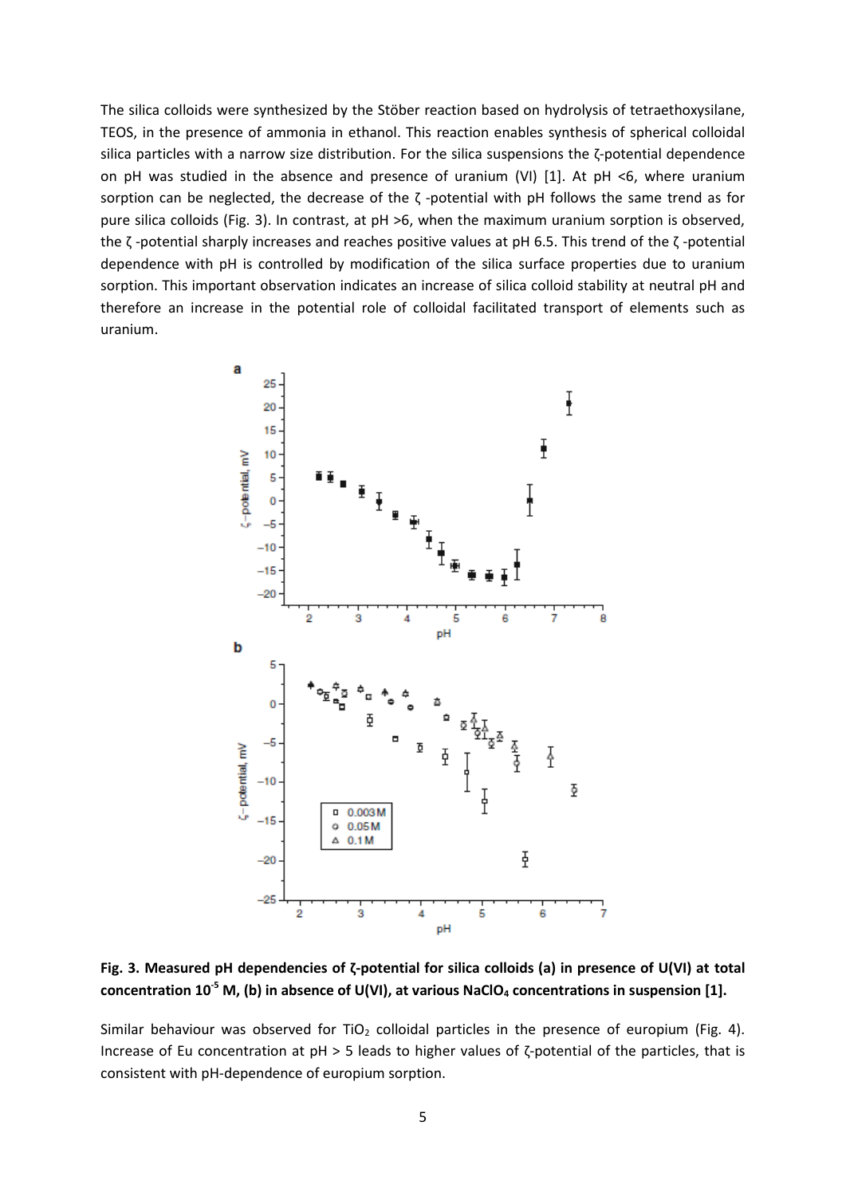The silica colloids were synthesized by the Stöber reaction based on hydrolysis of tetraethoxysilane, TEOS, in the presence of ammonia in ethanol. This reaction enables synthesis of spherical colloidal silica particles with a narrow size distribution. For the silica suspensions the ζ-potential dependence on pH was studied in the absence and presence of uranium (VI) [1]. At pH <6, where uranium sorption can be neglected, the decrease of the ζ -potential with pH follows the same trend as for pure silica colloids (Fig. 3). In contrast, at pH >6, when the maximum uranium sorption is observed, the ζ -potential sharply increases and reaches positive values at pH 6.5. This trend of the ζ -potential dependence with pH is controlled by modification of the silica surface properties due to uranium sorption. This important observation indicates an increase of silica colloid stability at neutral pH and therefore an increase in the potential role of colloidal facilitated transport of elements such as uranium.

**Fig. 3. Measured pH dependencies of ζ-potential for silica colloids (a) in presence of U(VI) at total concentration $10^{-5}$ M, (b) in absence of U(VI), at various $NaClO_4$ concentrations in suspension [1].**

Similar behaviour was observed for $TiO_2$ colloidal particles in the presence of europium (Fig. 4). Increase of Eu concentration at pH > 5 leads to higher values of ζ-potential of the particles, that is consistent with pH-dependence of europium sorption.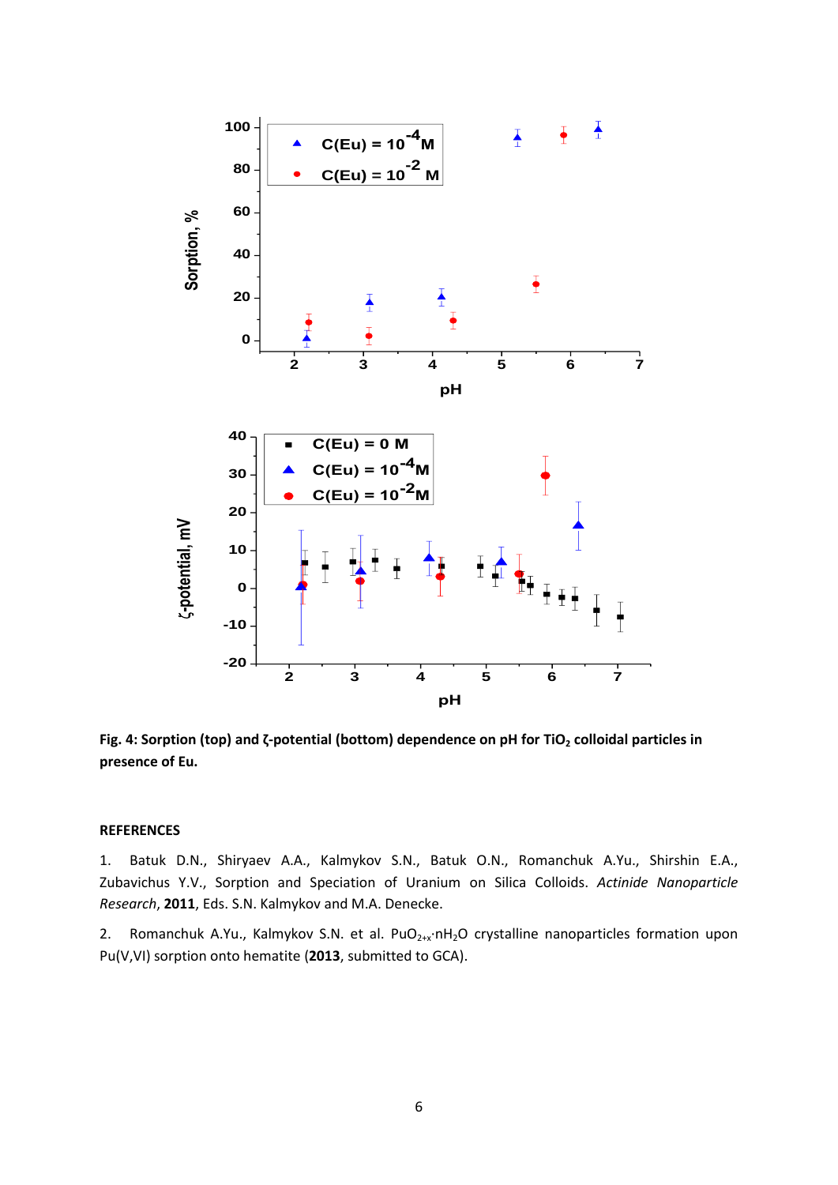**Fig. 4: Sorption (top) and ζ-potential (bottom) dependence on pH for $TiO_2$ colloidal particles in presence of Eu.**

## REFERENCES

1. Batuk D.N., Shiryaev A.A., Kalmykov S.N., Batuk O.N., Romanchuk A.Yu., Shirshin E.A., Zubavichus Y.V., Sorption and Speciation of Uranium on Silica Colloids. *Actinide Nanoparticle Research*, **2011**, Eds. S.N. Kalmykov and M.A. Denecke.

2. Romanchuk A.Yu., Kalmykov S.N. et al. $PuO_{2+x}{\cdot}nH_2O$ crystalline nanoparticles formation upon Pu(V,VI) sorption onto hematite (**2013**, submitted to GCA).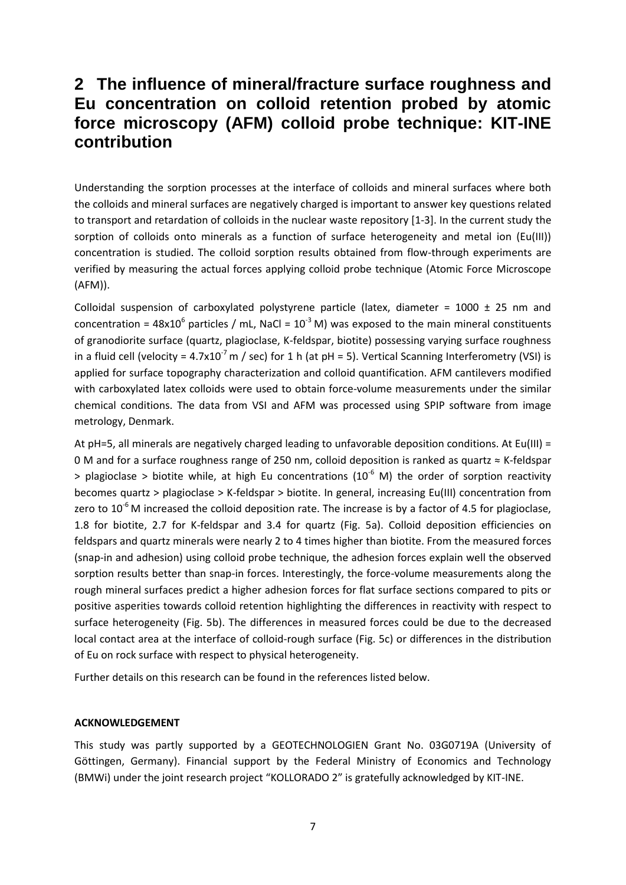# 2 The influence of mineral/fracture surface roughness and Eu concentration on colloid retention probed by atomic force microscopy (AFM) colloid probe technique: KIT-INE contribution

Understanding the sorption processes at the interface of colloids and mineral surfaces where both the colloids and mineral surfaces are negatively charged is important to answer key questions related to transport and retardation of colloids in the nuclear waste repository [1-3]. In the current study the sorption of colloids onto minerals as a function of surface heterogeneity and metal ion (Eu(III)) concentration is studied. The colloid sorption results obtained from flow-through experiments are verified by measuring the actual forces applying colloid probe technique (Atomic Force Microscope (AFM)).

Colloidal suspension of carboxylated polystyrene particle (latex, diameter = 1000 ± 25 nm and concentration = $48 \times 10^6$ particles / mL, NaCl = $10^{-3}$ M) was exposed to the main mineral constituents of granodiorite surface (quartz, plagioclase, K-feldspar, biotite) possessing varying surface roughness in a fluid cell (velocity = $4.7 \times 10^{-7}$ m / sec) for 1 h (at pH = 5). Vertical Scanning Interferometry (VSI) is applied for surface topography characterization and colloid quantification. AFM cantilevers modified with carboxylated latex colloids were used to obtain force-volume measurements under the similar chemical conditions. The data from VSI and AFM was processed using SPIP software from image metrology, Denmark.

At pH=5, all minerals are negatively charged leading to unfavorable deposition conditions. At Eu(III) = 0 M and for a surface roughness range of 250 nm, colloid deposition is ranked as quartz ≈ K-feldspar > plagioclase > biotite while, at high Eu concentrations ($10^{-6}$ M) the order of sorption reactivity becomes quartz > plagioclase > K-feldspar > biotite. In general, increasing Eu(III) concentration from zero to $10^{-6}$ M increased the colloid deposition rate. The increase is by a factor of 4.5 for plagioclase, 1.8 for biotite, 2.7 for K-feldspar and 3.4 for quartz (Fig. 5a). Colloid deposition efficiencies on feldspars and quartz minerals were nearly 2 to 4 times higher than biotite. From the measured forces (snap-in and adhesion) using colloid probe technique, the adhesion forces explain well the observed sorption results better than snap-in forces. Interestingly, the force-volume measurements along the rough mineral surfaces predict a higher adhesion forces for flat surface sections compared to pits or positive asperities towards colloid retention highlighting the differences in reactivity with respect to surface heterogeneity (Fig. 5b). The differences in measured forces could be due to the decreased local contact area at the interface of colloid-rough surface (Fig. 5c) or differences in the distribution of Eu on rock surface with respect to physical heterogeneity.

Further details on this research can be found in the references listed below.

**ACKNOWLEDGEMENT**

This study was partly supported by a GEOTECHNOLOGIEN Grant No. 03G0719A (University of Göttingen, Germany). Financial support by the Federal Ministry of Economics and Technology (BMWi) under the joint research project "KOLLORADO 2" is gratefully acknowledged by KIT-INE.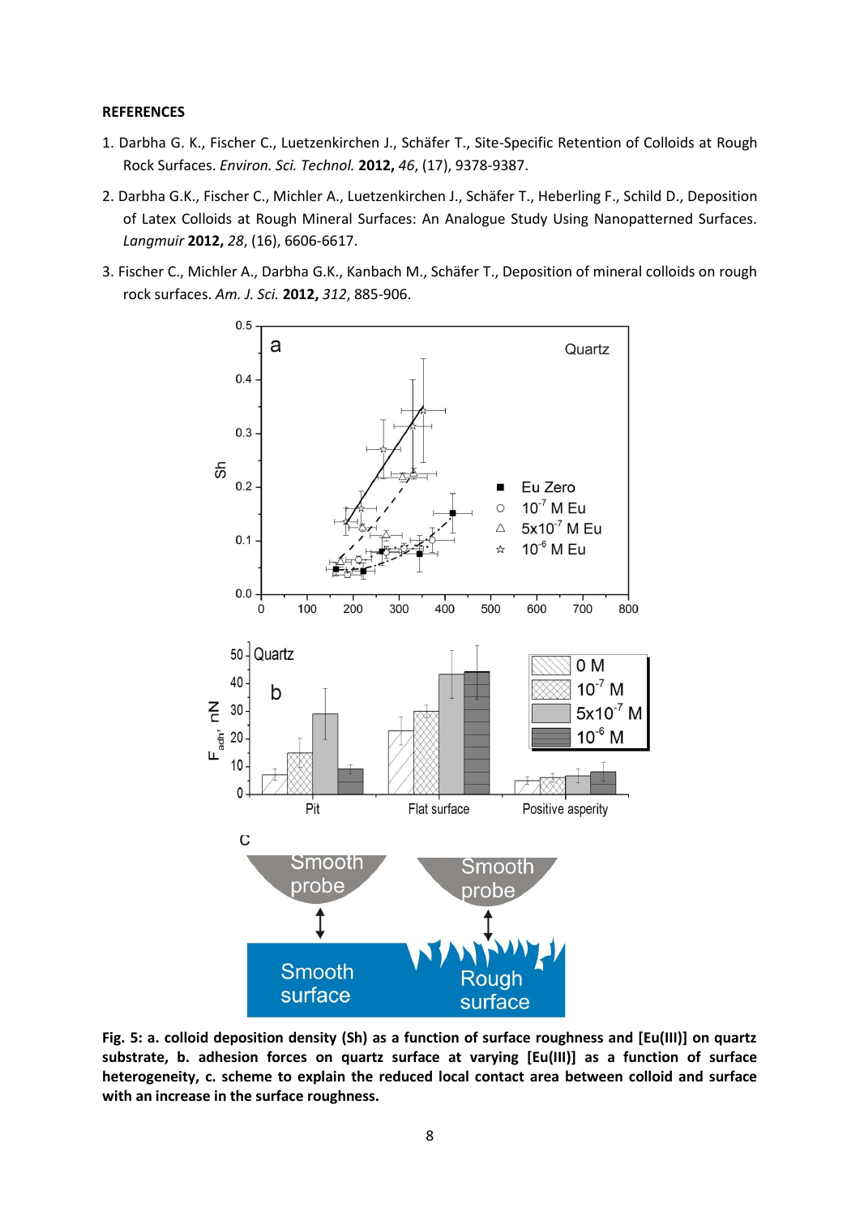**REFERENCES**

1. Darbha G. K., Fischer C., Luetzenkirchen J., Schäfer T., Site-Specific Retention of Colloids at Rough Rock Surfaces. *Environ. Sci. Technol.* **2012,** *46*, (17), 9378-9387.
2. Darbha G.K., Fischer C., Michler A., Luetzenkirchen J., Schäfer T., Heberling F., Schild D., Deposition of Latex Colloids at Rough Mineral Surfaces: An Analogue Study Using Nanopatterned Surfaces. *Langmuir* **2012,** *28*, (16), 6606-6617.
3. Fischer C., Michler A., Darbha G.K., Kanbach M., Schäfer T., Deposition of mineral colloids on rough rock surfaces. *Am. J. Sci.* **2012,** *312*, 885-906.

**Fig. 5: a. colloid deposition density (Sh) as a function of surface roughness and [Eu(III)] on quartz substrate, b. adhesion forces on quartz surface at varying [Eu(III)] as a function of surface heterogeneity, c. scheme to explain the reduced local contact area between colloid and surface with an increase in the surface roughness.**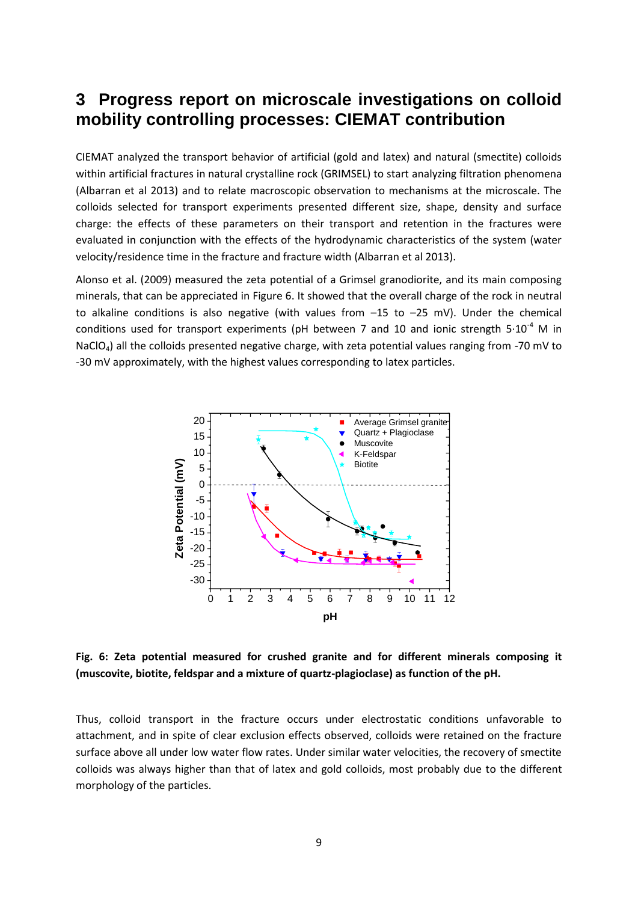# 3 Progress report on microscale investigations on colloid mobility controlling processes: CIEMAT contribution

CIEMAT analyzed the transport behavior of artificial (gold and latex) and natural (smectite) colloids within artificial fractures in natural crystalline rock (GRIMSEL) to start analyzing filtration phenomena (Albarran et al 2013) and to relate macroscopic observation to mechanisms at the microscale. The colloids selected for transport experiments presented different size, shape, density and surface charge: the effects of these parameters on their transport and retention in the fractures were evaluated in conjunction with the effects of the hydrodynamic characteristics of the system (water velocity/residence time in the fracture and fracture width (Albarran et al 2013).

Alonso et al. (2009) measured the zeta potential of a Grimsel granodiorite, and its main composing minerals, that can be appreciated in Figure 6. It showed that the overall charge of the rock in neutral to alkaline conditions is also negative (with values from –15 to –25 mV). Under the chemical conditions used for transport experiments (pH between 7 and 10 and ionic strength $5{\cdot}10^{-4}$ M in $NaClO_4$) all the colloids presented negative charge, with zeta potential values ranging from -70 mV to -30 mV approximately, with the highest values corresponding to latex particles.

**Fig. 6: Zeta potential measured for crushed granite and for different minerals composing it (muscovite, biotite, feldspar and a mixture of quartz-plagioclase) as function of the pH.**

Thus, colloid transport in the fracture occurs under electrostatic conditions unfavorable to attachment, and in spite of clear exclusion effects observed, colloids were retained on the fracture surface above all under low water flow rates. Under similar water velocities, the recovery of smectite colloids was always higher than that of latex and gold colloids, most probably due to the different morphology of the particles.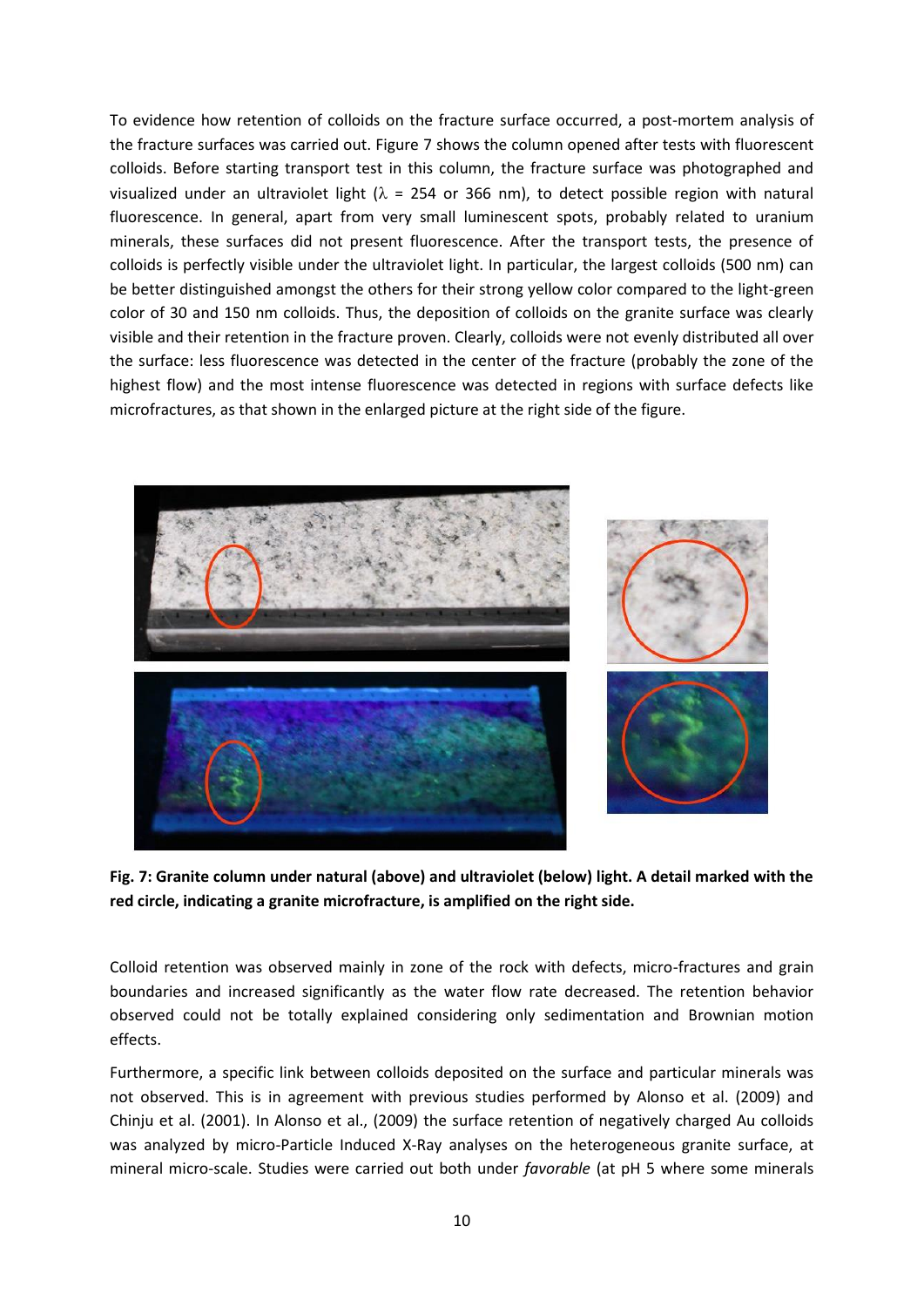To evidence how retention of colloids on the fracture surface occurred, a post-mortem analysis of the fracture surfaces was carried out. Figure 7 shows the column opened after tests with fluorescent colloids. Before starting transport test in this column, the fracture surface was photographed and visualized under an ultraviolet light ($\lambda$ = 254 or 366 nm), to detect possible region with natural fluorescence. In general, apart from very small luminescent spots, probably related to uranium minerals, these surfaces did not present fluorescence. After the transport tests, the presence of colloids is perfectly visible under the ultraviolet light. In particular, the largest colloids (500 nm) can be better distinguished amongst the others for their strong yellow color compared to the light-green color of 30 and 150 nm colloids. Thus, the deposition of colloids on the granite surface was clearly visible and their retention in the fracture proven. Clearly, colloids were not evenly distributed all over the surface: less fluorescence was detected in the center of the fracture (probably the zone of the highest flow) and the most intense fluorescence was detected in regions with surface defects like microfractures, as that shown in the enlarged picture at the right side of the figure.

**Fig. 7: Granite column under natural (above) and ultraviolet (below) light. A detail marked with the red circle, indicating a granite microfracture, is amplified on the right side.**

Colloid retention was observed mainly in zone of the rock with defects, micro-fractures and grain boundaries and increased significantly as the water flow rate decreased. The retention behavior observed could not be totally explained considering only sedimentation and Brownian motion effects.

Furthermore, a specific link between colloids deposited on the surface and particular minerals was not observed. This is in agreement with previous studies performed by Alonso et al. (2009) and Chinju et al. (2001). In Alonso et al., (2009) the surface retention of negatively charged Au colloids was analyzed by micro-Particle Induced X-Ray analyses on the heterogeneous granite surface, at mineral micro-scale. Studies were carried out both under *favorable* (at pH 5 where some minerals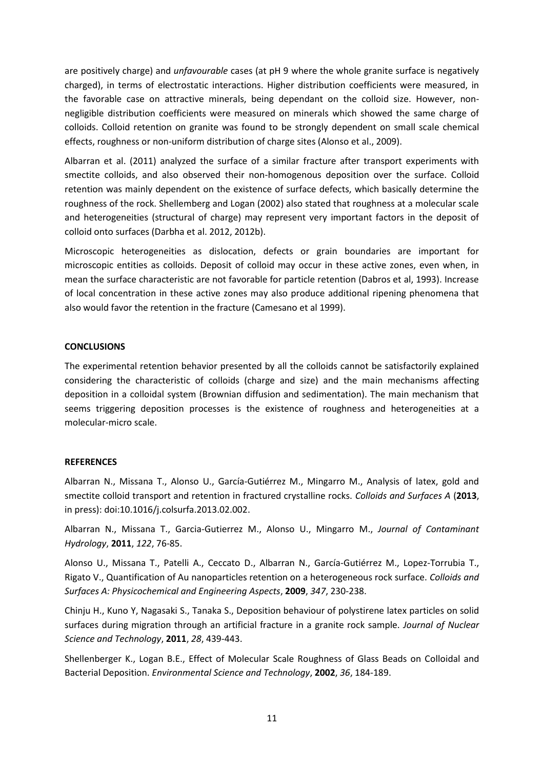are positively charge) and *unfavourable* cases (at pH 9 where the whole granite surface is negatively charged), in terms of electrostatic interactions. Higher distribution coefficients were measured, in the favorable case on attractive minerals, being dependant on the colloid size. However, non-negligible distribution coefficients were measured on minerals which showed the same charge of colloids. Colloid retention on granite was found to be strongly dependent on small scale chemical effects, roughness or non-uniform distribution of charge sites (Alonso et al., 2009).

Albarran et al. (2011) analyzed the surface of a similar fracture after transport experiments with smectite colloids, and also observed their non-homogenous deposition over the surface. Colloid retention was mainly dependent on the existence of surface defects, which basically determine the roughness of the rock. Shellemberg and Logan (2002) also stated that roughness at a molecular scale and heterogeneities (structural of charge) may represent very important factors in the deposit of colloid onto surfaces (Darbha et al. 2012, 2012b).

Microscopic heterogeneities as dislocation, defects or grain boundaries are important for microscopic entities as colloids. Deposit of colloid may occur in these active zones, even when, in mean the surface characteristic are not favorable for particle retention (Dabros et al, 1993). Increase of local concentration in these active zones may also produce additional ripening phenomena that also would favor the retention in the fracture (Camesano et al 1999).

**CONCLUSIONS**

The experimental retention behavior presented by all the colloids cannot be satisfactorily explained considering the characteristic of colloids (charge and size) and the main mechanisms affecting deposition in a colloidal system (Brownian diffusion and sedimentation). The main mechanism that seems triggering deposition processes is the existence of roughness and heterogeneities at a molecular-micro scale.

**REFERENCES**

Albarran N., Missana T., Alonso U., García-Gutiérrez M., Mingarro M., Analysis of latex, gold and smectite colloid transport and retention in fractured crystalline rocks. *Colloids and Surfaces A* (**2013**, in press): doi:10.1016/j.colsurfa.2013.02.002.

Albarran N., Missana T., Garcia-Gutierrez M., Alonso U., Mingarro M., *Journal of Contaminant Hydrology*, **2011**, *122*, 76-85.

Alonso U., Missana T., Patelli A., Ceccato D., Albarran N., García-Gutiérrez M., Lopez-Torrubia T., Rigato V., Quantification of Au nanoparticles retention on a heterogeneous rock surface. *Colloids and Surfaces A: Physicochemical and Engineering Aspects*, **2009**, *347*, 230-238.

Chinju H., Kuno Y, Nagasaki S., Tanaka S., Deposition behaviour of polystyrene latex particles on solid surfaces during migration through an artificial fracture in a granite rock sample. *Journal of Nuclear Science and Technology*, **2011**, *28*, 439-443.

Shellenberger K., Logan B.E., Effect of Molecular Scale Roughness of Glass Beads on Colloidal and Bacterial Deposition. *Environmental Science and Technology*, **2002**, *36*, 184-189.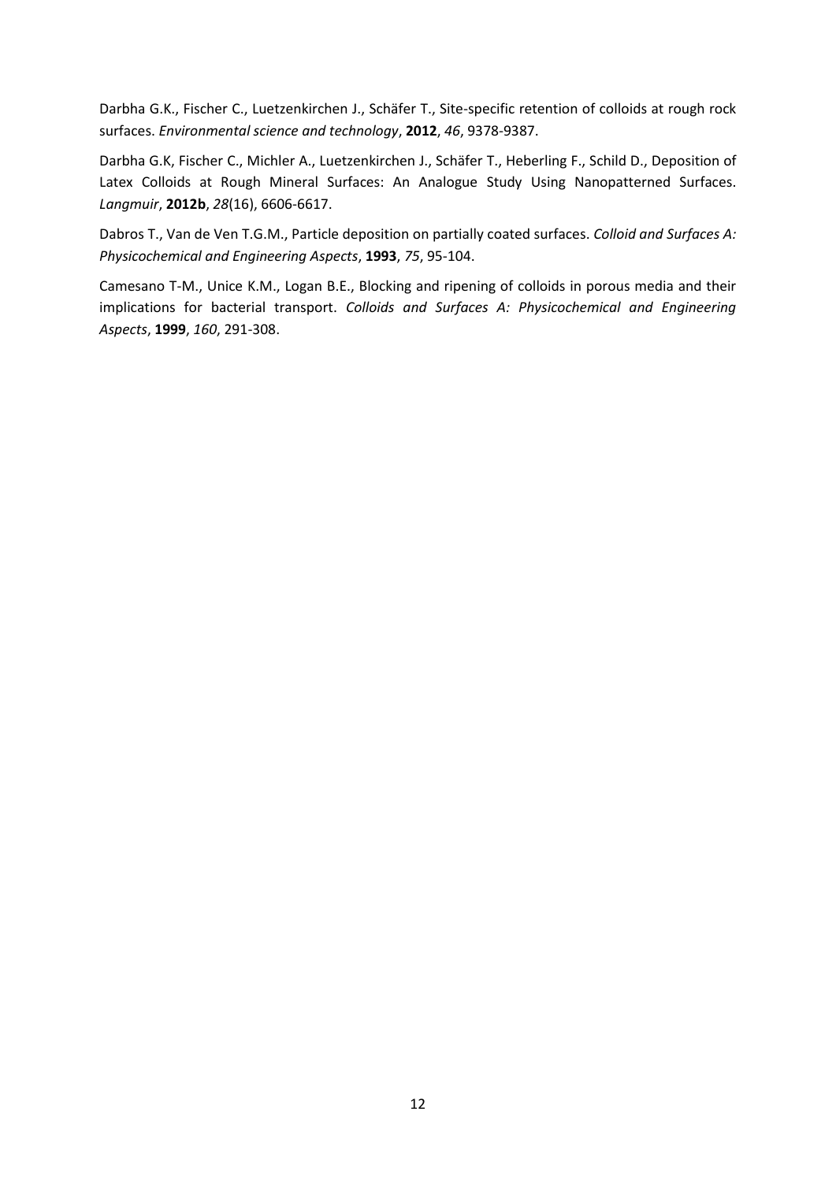Darbha G.K., Fischer C., Luetzenkirchen J., Schäfer T., Site-specific retention of colloids at rough rock surfaces. *Environmental science and technology*, **2012**, *46*, 9378-9387.

Darbha G.K, Fischer C., Michler A., Luetzenkirchen J., Schäfer T., Heberling F., Schild D., Deposition of Latex Colloids at Rough Mineral Surfaces: An Analogue Study Using Nanopatterned Surfaces. *Langmuir*, **2012b**, *28*(16), 6606-6617.

Dabros T., Van de Ven T.G.M., Particle deposition on partially coated surfaces. *Colloid and Surfaces A: Physicochemical and Engineering Aspects*, **1993**, *75*, 95-104.

Camesano T-M., Unice K.M., Logan B.E., Blocking and ripening of colloids in porous media and their implications for bacterial transport. *Colloids and Surfaces A: Physicochemical and Engineering Aspects*, **1999**, *160*, 291-308.